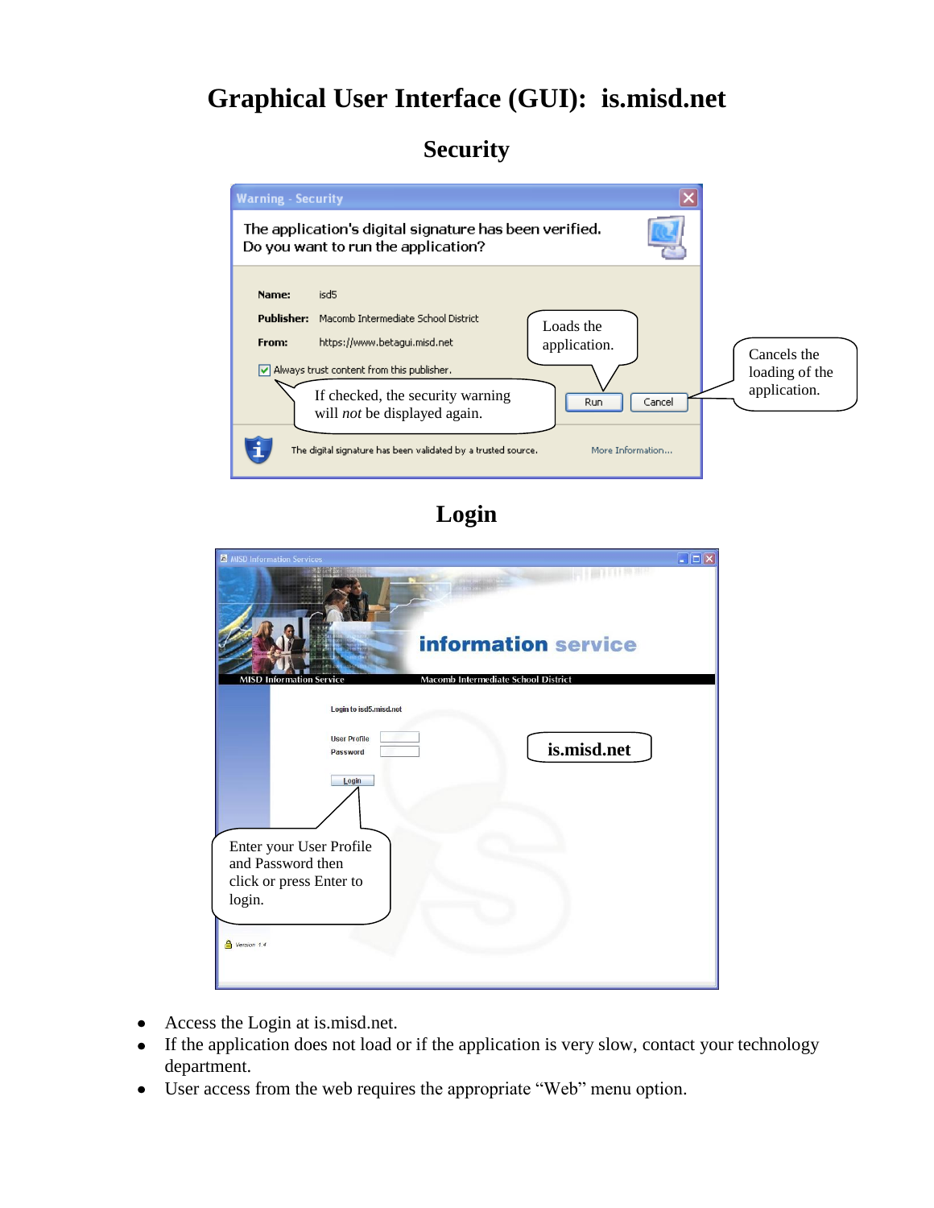# Graphical User Interface (GUI): is.misd.net

## Security

Warning - Security

The application's digital signature has been verified.
Do you want to run the application?

Name: isd5

Publisher: Macomb Intermediate School District

From: https://www.betagui.misd.net

Always trust content from this publisher.

If checked, the security warning will *not* be displayed again.

Loads the application.

Run

Cancel

Cancels the loading of the application.

The digital signature has been validated by a trusted source.

More Information...

## Login

MISD Information Services

information service

MISD Information Service

Macomb Intermediate School District

Login to isd5.misd.net

User Profile

Password

Login

is.misd.net

Enter your User Profile and Password then click or press Enter to login.

Version 1.4

- Access the Login at is.misd.net.
- If the application does not load or if the application is very slow, contact your technology department.
- User access from the web requires the appropriate "Web" menu option.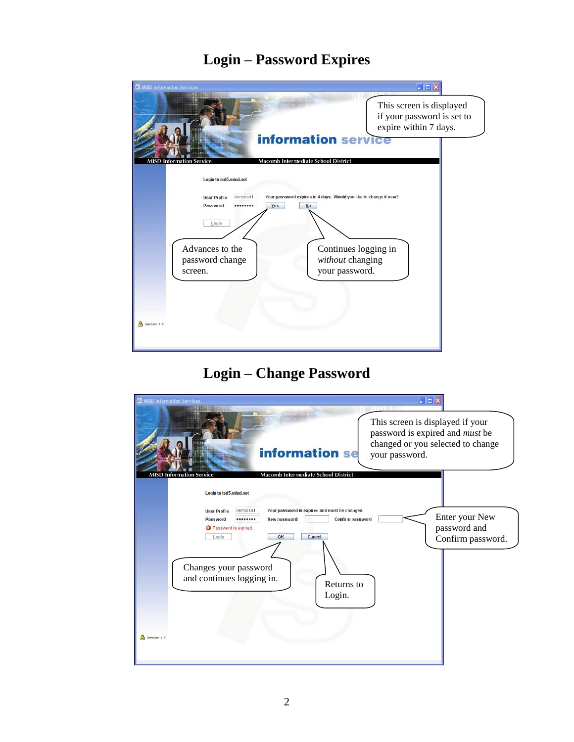# Login – Password Expires

MISD Information Services

information service

MISD Information Service    Macomb Intermediate School District

Login to isd5.misd.net

User Profile  demoisd1

Password  ••••••••

Your password expires in 4 days. Would you like to change it now?

Yes    No

Login

Version 1.4

This screen is displayed if your password is set to expire within 7 days.

Advances to the password change screen.

Continues logging in *without* changing your password.

# Login – Change Password

MISD Information Services

information se

MISD Information Service    Macomb Intermediate School District

Login to isd5.misd.net

User Profile  demoisd1

Password  ••••••••

Password is expired.

Your password is expired and must be changed.

New password    Confirm password

Login

OK    Cancel

Version 1.4

This screen is displayed if your password is expired and *must* be changed or you selected to change your password.

Enter your New password and Confirm password.

Changes your password and continues logging in.

Returns to Login.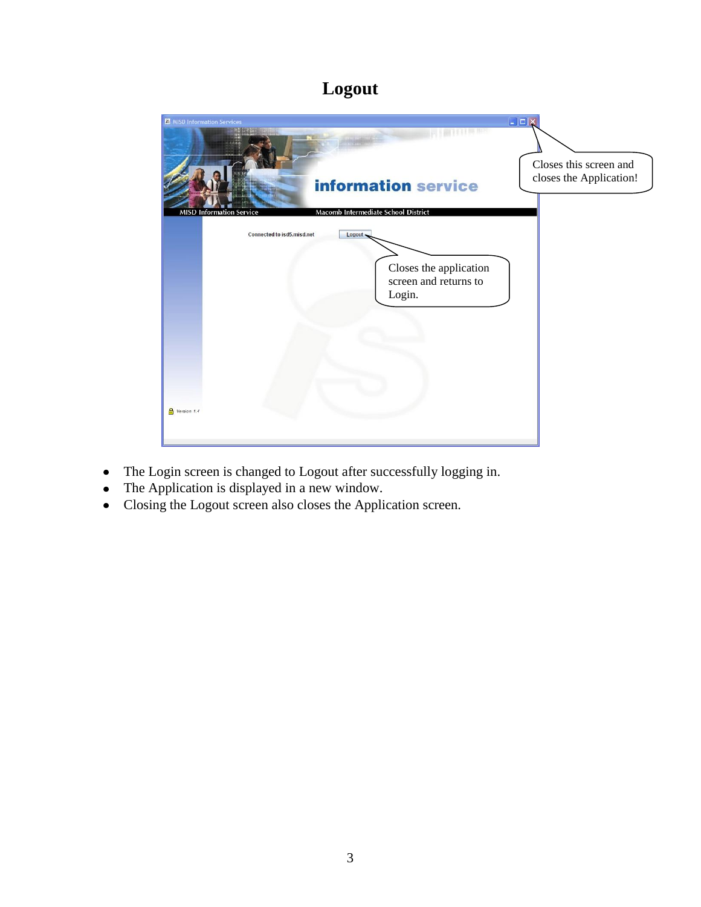# Logout

Closes this screen and closes the Application!

Closes the application screen and returns to Login.

- The Login screen is changed to Logout after successfully logging in.
- The Application is displayed in a new window.
- Closing the Logout screen also closes the Application screen.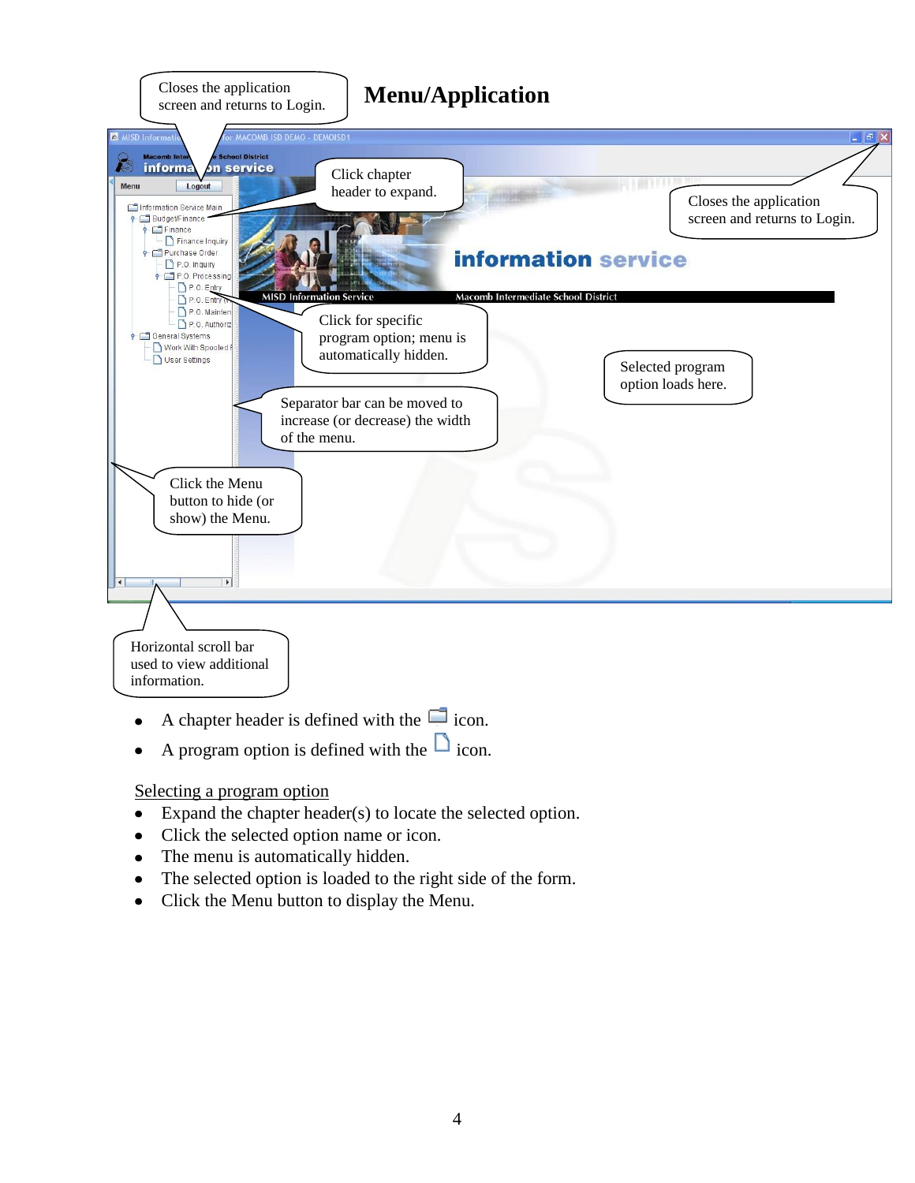# Menu/Application

Closes the application screen and returns to Login.

Click chapter header to expand.

Closes the application screen and returns to Login.

Click for specific program option; menu is automatically hidden.

Selected program option loads here.

Separator bar can be moved to increase (or decrease) the width of the menu.

Click the Menu button to hide (or show) the Menu.

Horizontal scroll bar used to view additional information.

- A chapter header is defined with the icon.
- A program option is defined with the icon.

<u>Selecting a program option</u>

- Expand the chapter header(s) to locate the selected option.
- Click the selected option name or icon.
- The menu is automatically hidden.
- The selected option is loaded to the right side of the form.
- Click the Menu button to display the Menu.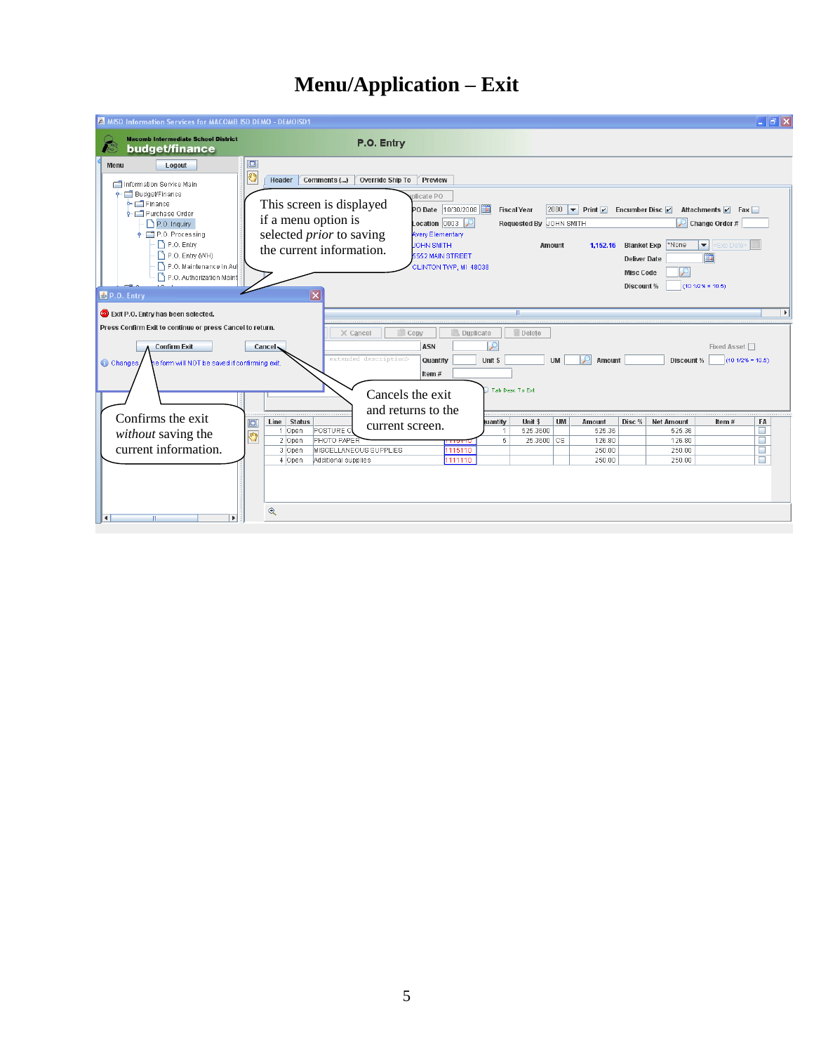# Menu/Application – Exit

This screen is displayed if a menu option is selected *prior* to saving the current information.

Confirms the exit *without* saving the current information.

Cancels the exit and returns to the current screen.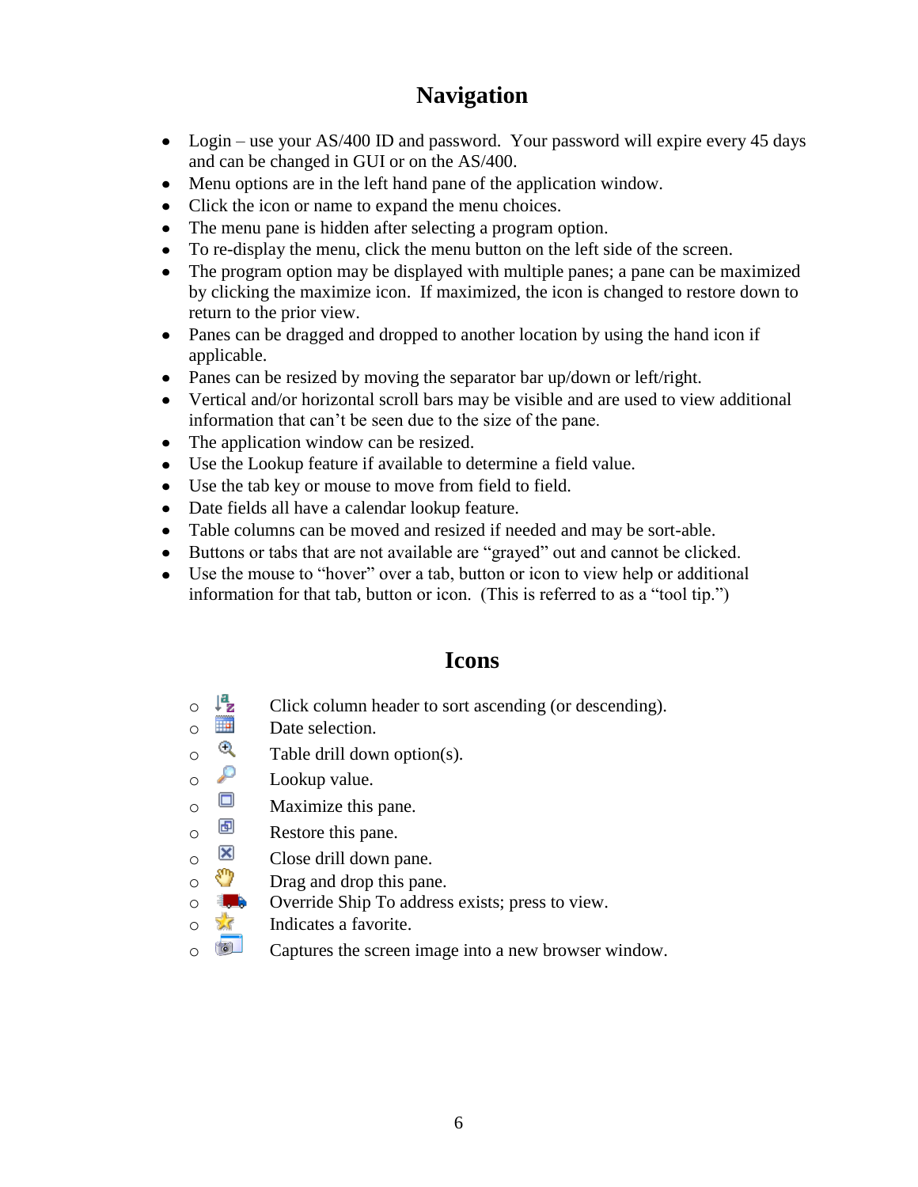## Navigation

- Login – use your AS/400 ID and password. Your password will expire every 45 days and can be changed in GUI or on the AS/400.
- Menu options are in the left hand pane of the application window.
- Click the icon or name to expand the menu choices.
- The menu pane is hidden after selecting a program option.
- To re-display the menu, click the menu button on the left side of the screen.
- The program option may be displayed with multiple panes; a pane can be maximized by clicking the maximize icon. If maximized, the icon is changed to restore down to return to the prior view.
- Panes can be dragged and dropped to another location by using the hand icon if applicable.
- Panes can be resized by moving the separator bar up/down or left/right.
- Vertical and/or horizontal scroll bars may be visible and are used to view additional information that can't be seen due to the size of the pane.
- The application window can be resized.
- Use the Lookup feature if available to determine a field value.
- Use the tab key or mouse to move from field to field.
- Date fields all have a calendar lookup feature.
- Table columns can be moved and resized if needed and may be sort-able.
- Buttons or tabs that are not available are "grayed" out and cannot be clicked.
- Use the mouse to "hover" over a tab, button or icon to view help or additional information for that tab, button or icon. (This is referred to as a "tool tip.")

## Icons

- Click column header to sort ascending (or descending).
- Date selection.
- Table drill down option(s).
- Lookup value.
- Maximize this pane.
- Restore this pane.
- Close drill down pane.
- Drag and drop this pane.
- Override Ship To address exists; press to view.
- Indicates a favorite.
- Captures the screen image into a new browser window.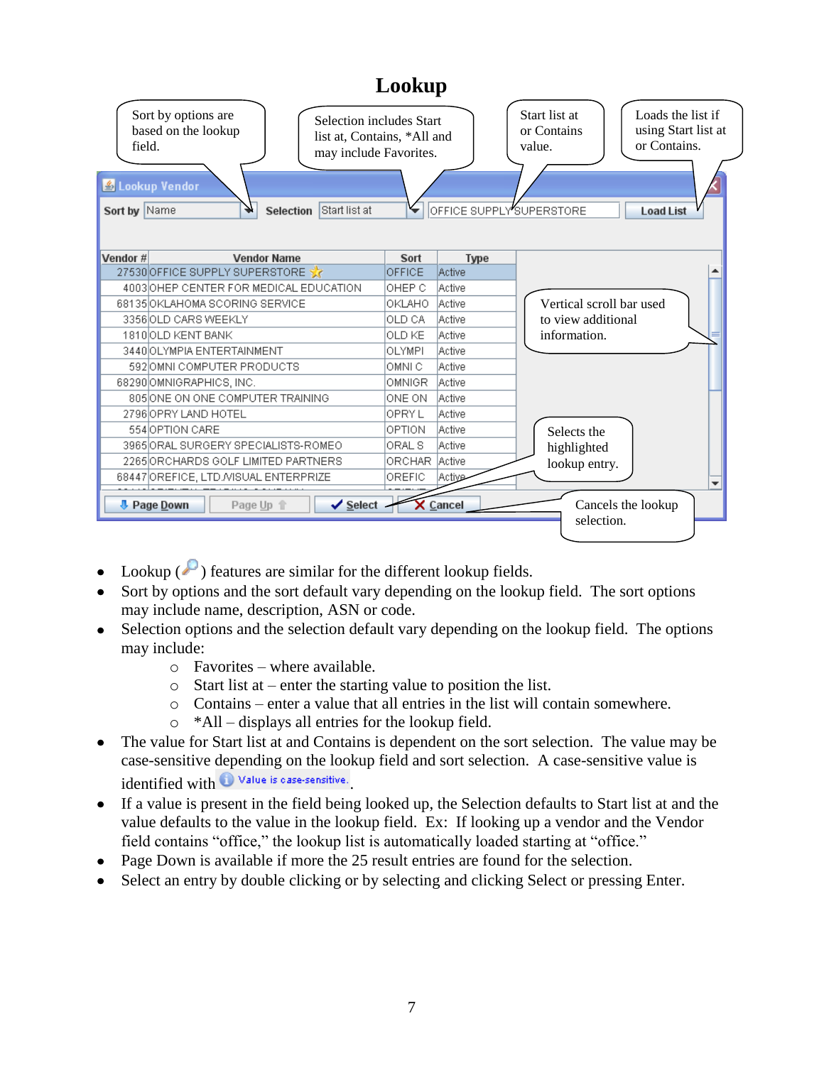# Lookup

Sort by options are based on the lookup field.

Selection includes Start list at, Contains, *All and may include Favorites.

Start list at or Contains value.

Loads the list if using Start list at or Contains.

Vertical scroll bar used to view additional information.

Selects the highlighted lookup entry.

Cancels the lookup selection.

- Lookup ( ) features are similar for the different lookup fields.
- Sort by options and the sort default vary depending on the lookup field. The sort options may include name, description, ASN or code.
- Selection options and the selection default vary depending on the lookup field. The options may include:
  - Favorites – where available.
  - Start list at – enter the starting value to position the list.
  - Contains – enter a value that all entries in the list will contain somewhere.
  - *All – displays all entries for the lookup field.
- The value for Start list at and Contains is dependent on the sort selection. The value may be case-sensitive depending on the lookup field and sort selection. A case-sensitive value is identified with Value is case-sensitive.
- If a value is present in the field being looked up, the Selection defaults to Start list at and the value defaults to the value in the lookup field. Ex: If looking up a vendor and the Vendor field contains "office," the lookup list is automatically loaded starting at "office."
- Page Down is available if more the 25 result entries are found for the selection.
- Select an entry by double clicking or by selecting and clicking Select or pressing Enter.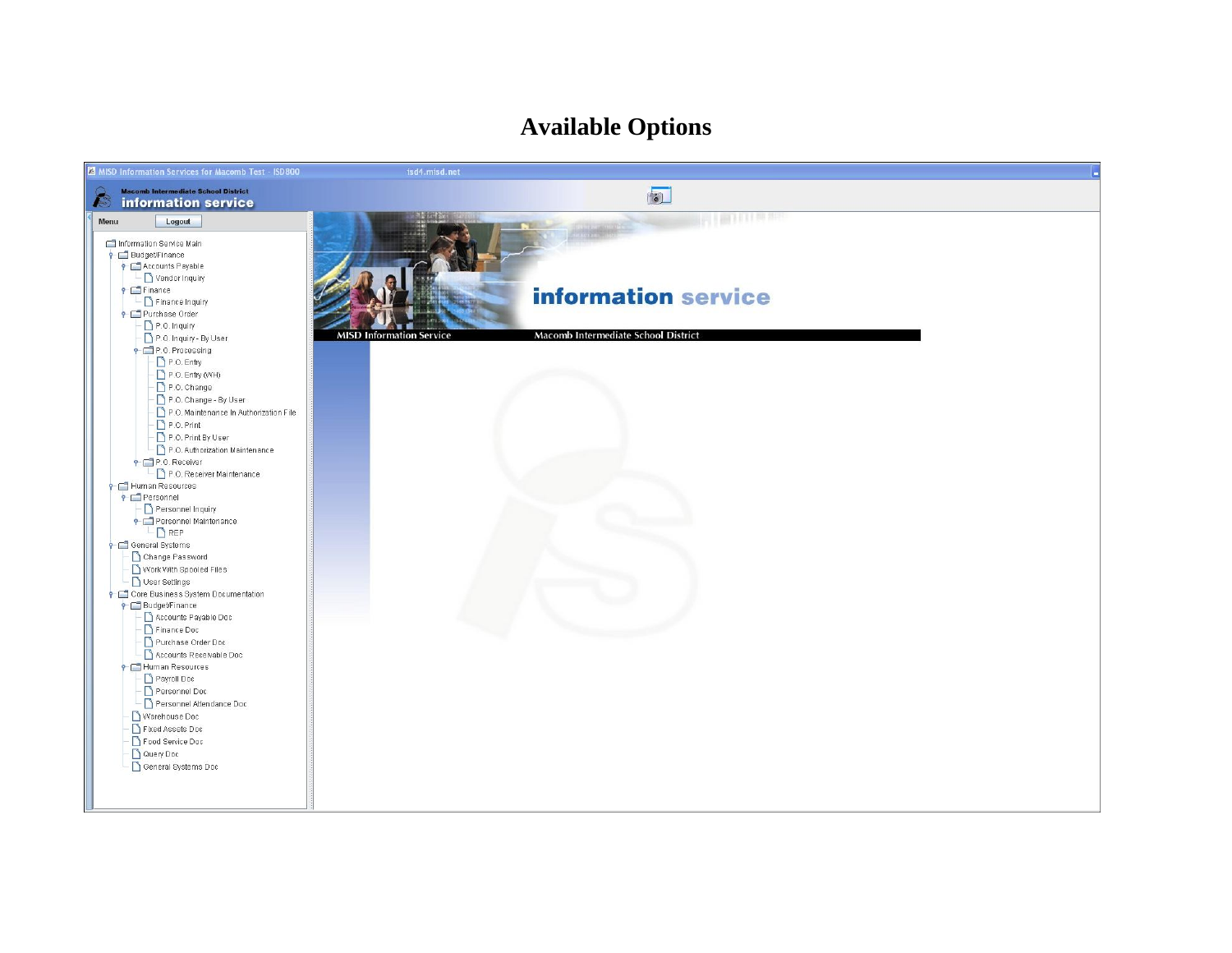# Available Options

MISD Information Services for Macomb Test - ISD800

isd4.misd.net

Macomb Intermediate School District
information service

Menu
Logout

- Information Service Main
  - Budget/Finance
    - Accounts Payable
      - Vendor Inquiry
    - Finance
      - Finance Inquiry
    - Purchase Order
      - P.O. Inquiry
      - P.O. Inquiry - By User
      - P.O. Processing
        - P.O. Entry
        - P.O. Entry (WH)
        - P.O. Change
        - P.O. Change - By User
        - P.O. Maintenance In Authorization File
        - P.O. Print
        - P.O. Print By User
        - P.O. Authorization Maintenance
      - P.O. Receiver
        - P.O. Receiver Maintenance
  - Human Resources
    - Personnel
      - Personnel Inquiry
      - Personnel Maintenance
        - REP
  - General Systems
    - Change Password
    - Work With Spooled Files
    - User Settings
  - Core Business System Documentation
    - Budget/Finance
      - Accounts Payable Doc
      - Finance Doc
      - Purchase Order Doc
      - Accounts Receivable Doc
    - Human Resources
      - Payroll Doc
      - Personnel Doc
      - Personnel Attendance Doc
    - Warehouse Doc
    - Fixed Assets Doc
    - Food Service Doc
    - Query Doc
    - General Systems Doc

information service

MISD Information Service
Macomb Intermediate School District